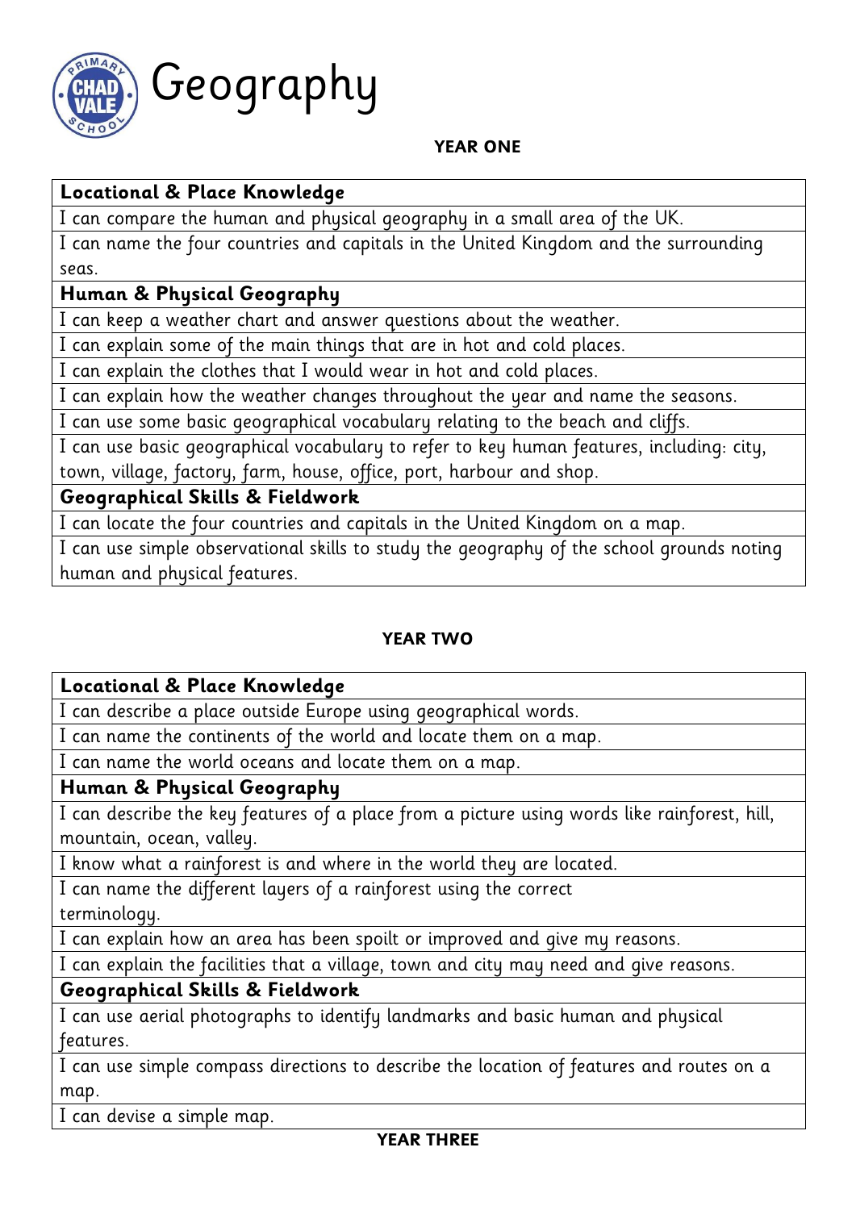# Geography

## YEAR ONE

| **Locational & Place Knowledge** |
|---|
| I can compare the human and physical geography in a small area of the UK. |
| I can name the four countries and capitals in the United Kingdom and the surrounding seas. |
| **Human & Physical Geography** |
| I can keep a weather chart and answer questions about the weather. |
| I can explain some of the main things that are in hot and cold places. |
| I can explain the clothes that I would wear in hot and cold places. |
| I can explain how the weather changes throughout the year and name the seasons. |
| I can use some basic geographical vocabulary relating to the beach and cliffs. |
| I can use basic geographical vocabulary to refer to key human features, including: city, town, village, factory, farm, house, office, port, harbour and shop. |
| **Geographical Skills & Fieldwork** |
| I can locate the four countries and capitals in the United Kingdom on a map. |
| I can use simple observational skills to study the geography of the school grounds noting human and physical features. |

## YEAR TWO

| **Locational & Place Knowledge** |
|---|
| I can describe a place outside Europe using geographical words. |
| I can name the continents of the world and locate them on a map. |
| I can name the world oceans and locate them on a map. |
| **Human & Physical Geography** |
| I can describe the key features of a place from a picture using words like rainforest, hill, mountain, ocean, valley. |
| I know what a rainforest is and where in the world they are located. |
| I can name the different layers of a rainforest using the correct terminology. |
| I can explain how an area has been spoilt or improved and give my reasons. |
| I can explain the facilities that a village, town and city may need and give reasons. |
| **Geographical Skills & Fieldwork** |
| I can use aerial photographs to identify landmarks and basic human and physical features. |
| I can use simple compass directions to describe the location of features and routes on a map. |
| I can devise a simple map. |

## YEAR THREE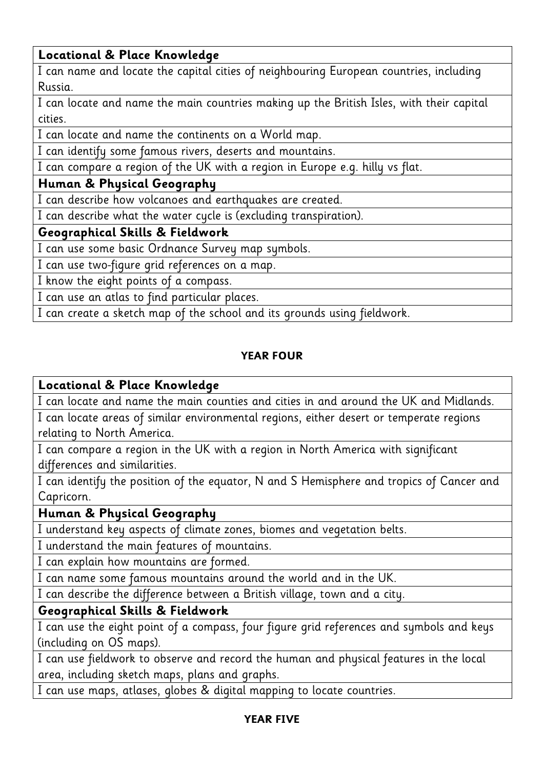| **Locational & Place Knowledge** |
|---|
| I can name and locate the capital cities of neighbouring European countries, including Russia. |
| I can locate and name the main countries making up the British Isles, with their capital cities. |
| I can locate and name the continents on a World map. |
| I can identify some famous rivers, deserts and mountains. |
| I can compare a region of the UK with a region in Europe e.g. hilly vs flat. |
| **Human & Physical Geography** |
| I can describe how volcanoes and earthquakes are created. |
| I can describe what the water cycle is (excluding transpiration). |
| **Geographical Skills & Fieldwork** |
| I can use some basic Ordnance Survey map symbols. |
| I can use two-figure grid references on a map. |
| I know the eight points of a compass. |
| I can use an atlas to find particular places. |
| I can create a sketch map of the school and its grounds using fieldwork. |

## YEAR FOUR

| **Locational & Place Knowledge** |
|---|
| I can locate and name the main counties and cities in and around the UK and Midlands. |
| I can locate areas of similar environmental regions, either desert or temperate regions relating to North America. |
| I can compare a region in the UK with a region in North America with significant differences and similarities. |
| I can identify the position of the equator, N and S Hemisphere and tropics of Cancer and Capricorn. |
| **Human & Physical Geography** |
| I understand key aspects of climate zones, biomes and vegetation belts. |
| I understand the main features of mountains. |
| I can explain how mountains are formed. |
| I can name some famous mountains around the world and in the UK. |
| I can describe the difference between a British village, town and a city. |
| **Geographical Skills & Fieldwork** |
| I can use the eight point of a compass, four figure grid references and symbols and keys (including on OS maps). |
| I can use fieldwork to observe and record the human and physical features in the local area, including sketch maps, plans and graphs. |
| I can use maps, atlases, globes & digital mapping to locate countries. |

## YEAR FIVE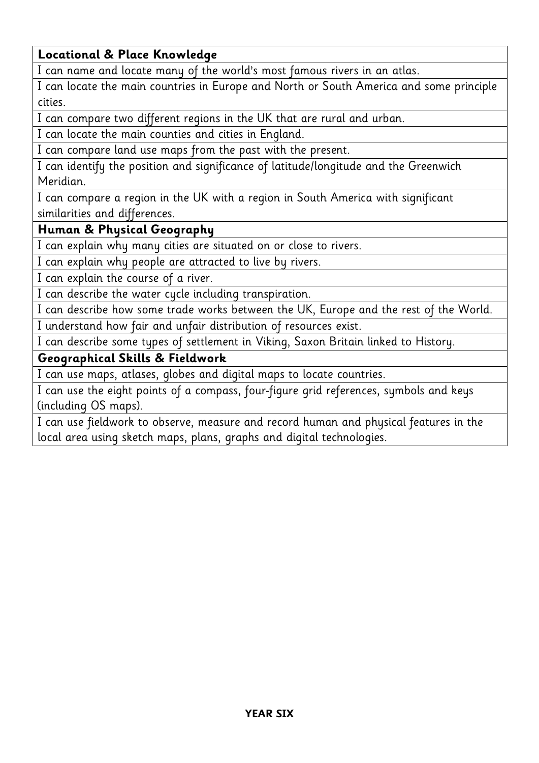| **Locational & Place Knowledge** |
|---|
| I can name and locate many of the world's most famous rivers in an atlas. |
| I can locate the main countries in Europe and North or South America and some principle cities. |
| I can compare two different regions in the UK that are rural and urban. |
| I can locate the main counties and cities in England. |
| I can compare land use maps from the past with the present. |
| I can identify the position and significance of latitude/longitude and the Greenwich Meridian. |
| I can compare a region in the UK with a region in South America with significant similarities and differences. |
| **Human & Physical Geography** |
| I can explain why many cities are situated on or close to rivers. |
| I can explain why people are attracted to live by rivers. |
| I can explain the course of a river. |
| I can describe the water cycle including transpiration. |
| I can describe how some trade works between the UK, Europe and the rest of the World. |
| I understand how fair and unfair distribution of resources exist. |
| I can describe some types of settlement in Viking, Saxon Britain linked to History. |
| **Geographical Skills & Fieldwork** |
| I can use maps, atlases, globes and digital maps to locate countries. |
| I can use the eight points of a compass, four-figure grid references, symbols and keys (including OS maps). |
| I can use fieldwork to observe, measure and record human and physical features in the local area using sketch maps, plans, graphs and digital technologies. |

**YEAR SIX**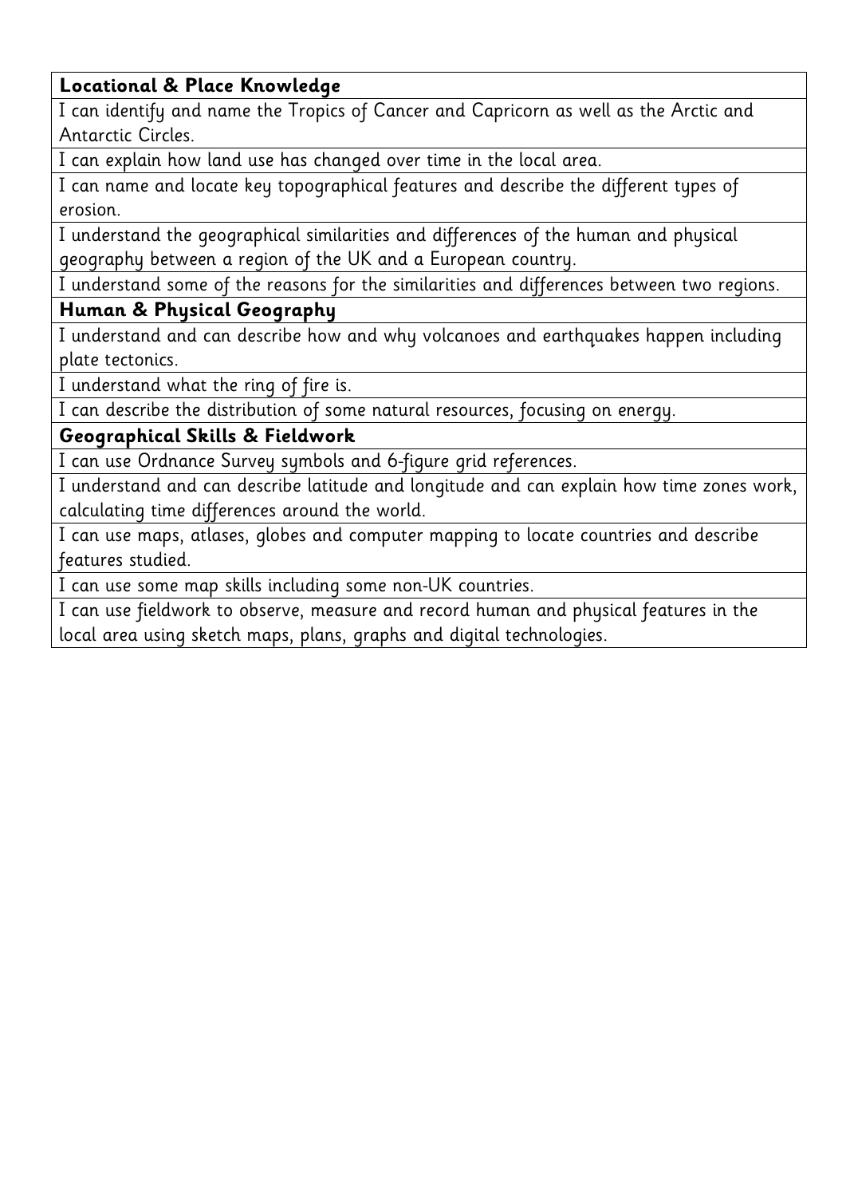| **Locational & Place Knowledge** |
| --- |
| I can identify and name the Tropics of Cancer and Capricorn as well as the Arctic and Antarctic Circles. |
| I can explain how land use has changed over time in the local area. |
| I can name and locate key topographical features and describe the different types of erosion. |
| I understand the geographical similarities and differences of the human and physical geography between a region of the UK and a European country. |
| I understand some of the reasons for the similarities and differences between two regions. |
| **Human & Physical Geography** |
| I understand and can describe how and why volcanoes and earthquakes happen including plate tectonics. |
| I understand what the ring of fire is. |
| I can describe the distribution of some natural resources, focusing on energy. |
| **Geographical Skills & Fieldwork** |
| I can use Ordnance Survey symbols and 6-figure grid references. |
| I understand and can describe latitude and longitude and can explain how time zones work, calculating time differences around the world. |
| I can use maps, atlases, globes and computer mapping to locate countries and describe features studied. |
| I can use some map skills including some non-UK countries. |
| I can use fieldwork to observe, measure and record human and physical features in the local area using sketch maps, plans, graphs and digital technologies. |